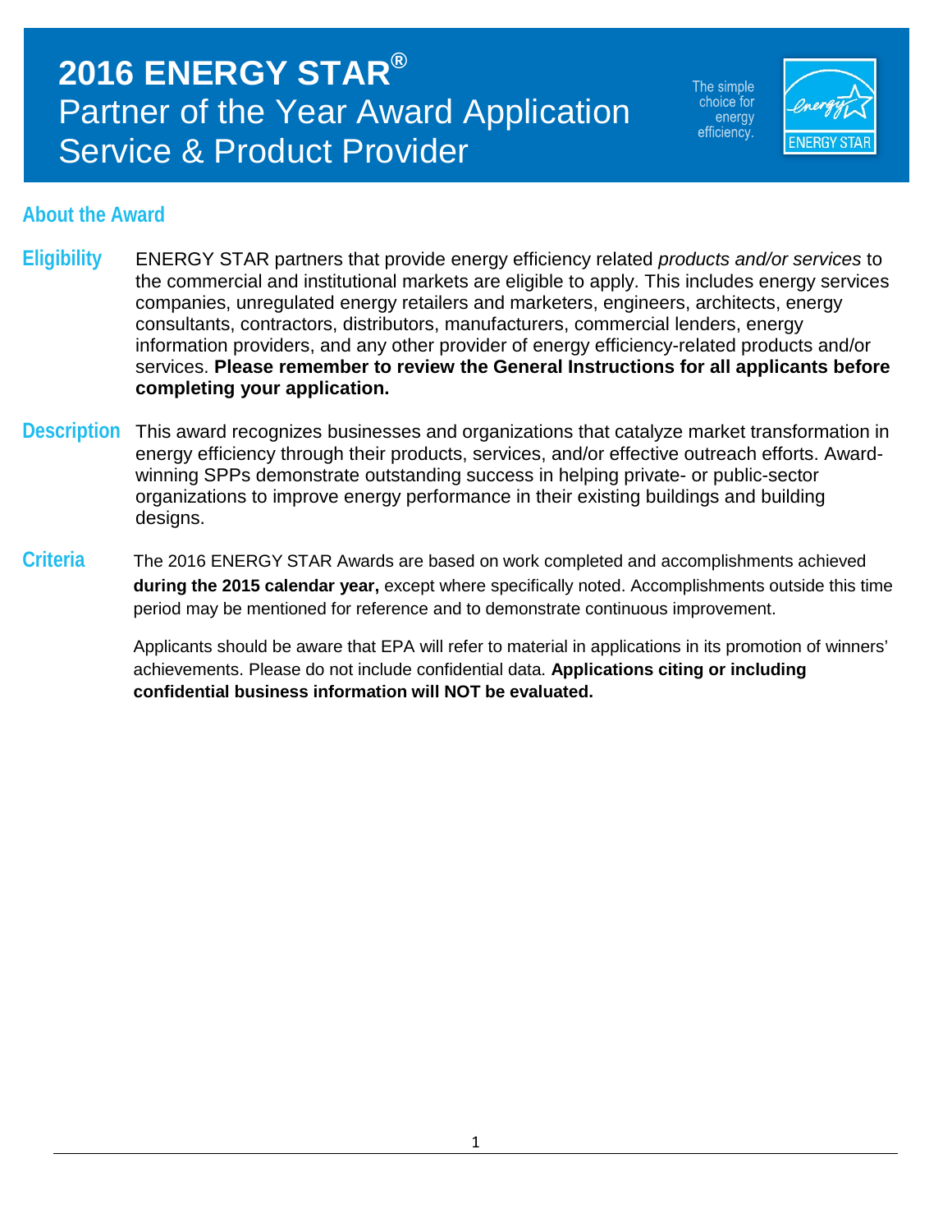# 2016 ENERGY STAR®
# Partner of the Year Award Application
# Service & Product Provider

The simple choice for energy efficiency.

ENERGY STAR

## About the Award

**Eligibility** ENERGY STAR partners that provide energy efficiency related *products and/or services* to the commercial and institutional markets are eligible to apply. This includes energy services companies, unregulated energy retailers and marketers, engineers, architects, energy consultants, contractors, distributors, manufacturers, commercial lenders, energy information providers, and any other provider of energy efficiency-related products and/or services. **Please remember to review the General Instructions for all applicants before completing your application.**

**Description** This award recognizes businesses and organizations that catalyze market transformation in energy efficiency through their products, services, and/or effective outreach efforts. Award-winning SPPs demonstrate outstanding success in helping private- or public-sector organizations to improve energy performance in their existing buildings and building designs.

**Criteria** The 2016 ENERGY STAR Awards are based on work completed and accomplishments achieved **during the 2015 calendar year,** except where specifically noted. Accomplishments outside this time period may be mentioned for reference and to demonstrate continuous improvement.

Applicants should be aware that EPA will refer to material in applications in its promotion of winners' achievements. Please do not include confidential data. **Applications citing or including confidential business information will NOT be evaluated.**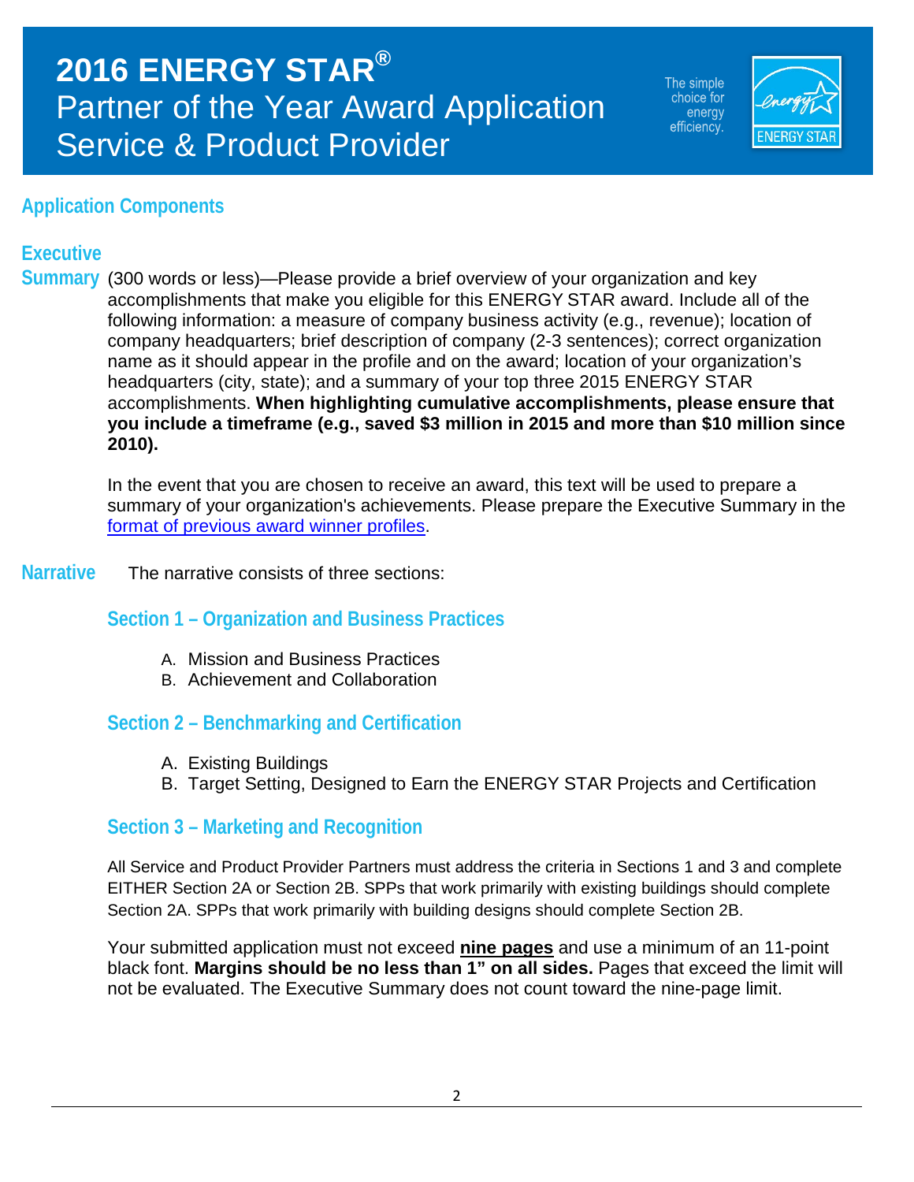# 2016 ENERGY STAR®
# Partner of the Year Award Application Service & Product Provider

The simple choice for energy efficiency.

## Application Components

### Executive Summary

(300 words or less)—Please provide a brief overview of your organization and key accomplishments that make you eligible for this ENERGY STAR award. Include all of the following information: a measure of company business activity (e.g., revenue); location of company headquarters; brief description of company (2-3 sentences); correct organization name as it should appear in the profile and on the award; location of your organization's headquarters (city, state); and a summary of your top three 2015 ENERGY STAR accomplishments. **When highlighting cumulative accomplishments, please ensure that you include a timeframe (e.g., saved $3 million in 2015 and more than $10 million since 2010).**

In the event that you are chosen to receive an award, this text will be used to prepare a summary of your organization's achievements. Please prepare the Executive Summary in the format of previous award winner profiles.

### Narrative

The narrative consists of three sections:

#### Section 1 – Organization and Business Practices

A. Mission and Business Practices
B. Achievement and Collaboration

#### Section 2 – Benchmarking and Certification

A. Existing Buildings
B. Target Setting, Designed to Earn the ENERGY STAR Projects and Certification

#### Section 3 – Marketing and Recognition

All Service and Product Provider Partners must address the criteria in Sections 1 and 3 and complete EITHER Section 2A or Section 2B. SPPs that work primarily with existing buildings should complete Section 2A. SPPs that work primarily with building designs should complete Section 2B.

Your submitted application must not exceed **nine pages** and use a minimum of an 11-point black font. **Margins should be no less than 1" on all sides.** Pages that exceed the limit will not be evaluated. The Executive Summary does not count toward the nine-page limit.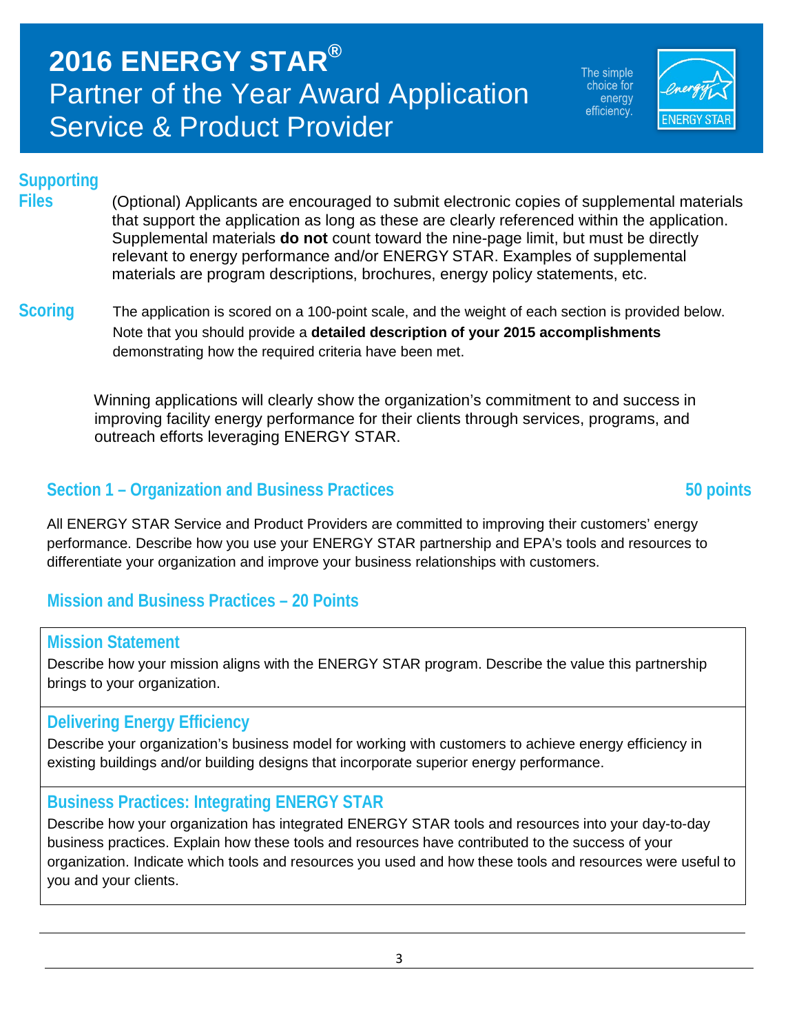# 2016 ENERGY STAR® Partner of the Year Award Application Service & Product Provider

**Supporting Files**

(Optional) Applicants are encouraged to submit electronic copies of supplemental materials that support the application as long as these are clearly referenced within the application. Supplemental materials **do not** count toward the nine-page limit, but must be directly relevant to energy performance and/or ENERGY STAR. Examples of supplemental materials are program descriptions, brochures, energy policy statements, etc.

**Scoring**

The application is scored on a 100-point scale, and the weight of each section is provided below. Note that you should provide a **detailed description of your 2015 accomplishments** demonstrating how the required criteria have been met.

Winning applications will clearly show the organization's commitment to and success in improving facility energy performance for their clients through services, programs, and outreach efforts leveraging ENERGY STAR.

## Section 1 – Organization and Business Practices — 50 points

All ENERGY STAR Service and Product Providers are committed to improving their customers' energy performance. Describe how you use your ENERGY STAR partnership and EPA's tools and resources to differentiate your organization and improve your business relationships with customers.

### Mission and Business Practices – 20 Points

#### Mission Statement

Describe how your mission aligns with the ENERGY STAR program. Describe the value this partnership brings to your organization.

#### Delivering Energy Efficiency

Describe your organization's business model for working with customers to achieve energy efficiency in existing buildings and/or building designs that incorporate superior energy performance.

#### Business Practices: Integrating ENERGY STAR

Describe how your organization has integrated ENERGY STAR tools and resources into your day-to-day business practices. Explain how these tools and resources have contributed to the success of your organization. Indicate which tools and resources you used and how these tools and resources were useful to you and your clients.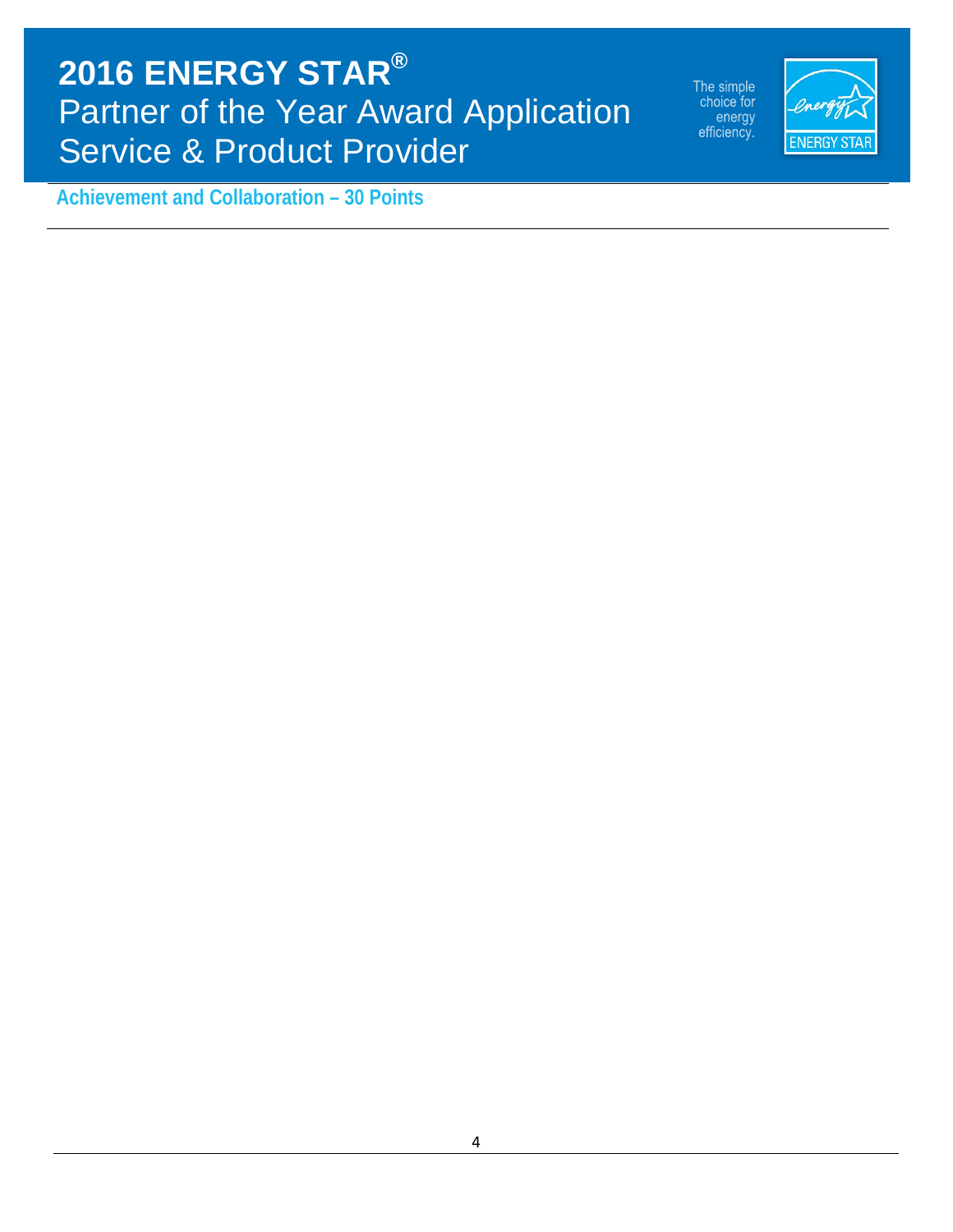# 2016 ENERGY STAR®
## Partner of the Year Award Application
## Service & Product Provider

The simple choice for energy efficiency.

### Achievement and Collaboration – 30 Points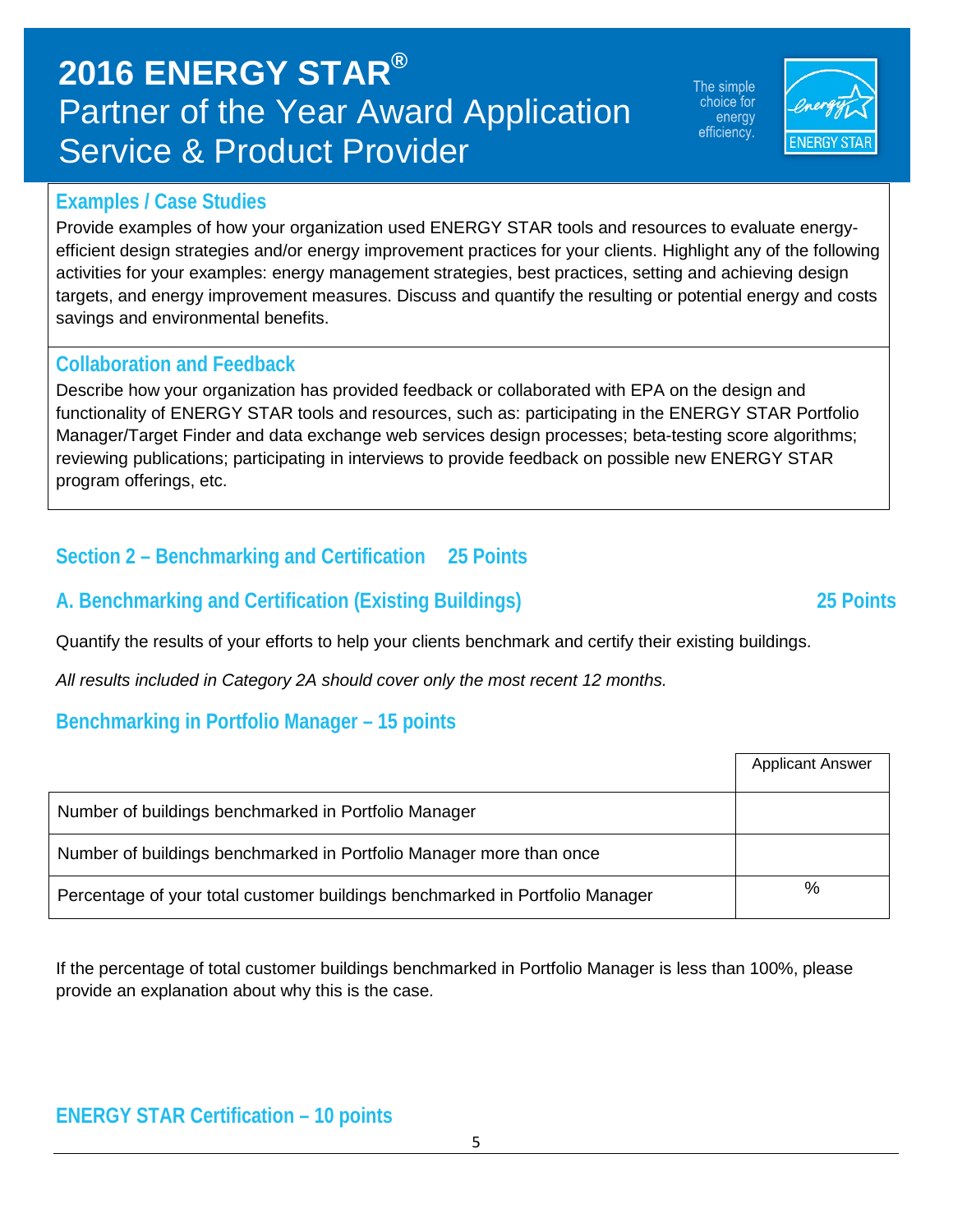# 2016 ENERGY STAR®
## Partner of the Year Award Application
## Service & Product Provider

### Examples / Case Studies

Provide examples of how your organization used ENERGY STAR tools and resources to evaluate energy-efficient design strategies and/or energy improvement practices for your clients. Highlight any of the following activities for your examples: energy management strategies, best practices, setting and achieving design targets, and energy improvement measures. Discuss and quantify the resulting or potential energy and costs savings and environmental benefits.

### Collaboration and Feedback

Describe how your organization has provided feedback or collaborated with EPA on the design and functionality of ENERGY STAR tools and resources, such as: participating in the ENERGY STAR Portfolio Manager/Target Finder and data exchange web services design processes; beta-testing score algorithms; reviewing publications; participating in interviews to provide feedback on possible new ENERGY STAR program offerings, etc.

## Section 2 – Benchmarking and Certification 25 Points

### A. Benchmarking and Certification (Existing Buildings) 25 Points

Quantify the results of your efforts to help your clients benchmark and certify their existing buildings.

*All results included in Category 2A should cover only the most recent 12 months.*

### Benchmarking in Portfolio Manager – 15 points

| | Applicant Answer |
|---|---|
| Number of buildings benchmarked in Portfolio Manager | |
| Number of buildings benchmarked in Portfolio Manager more than once | |
| Percentage of your total customer buildings benchmarked in Portfolio Manager | % |

If the percentage of total customer buildings benchmarked in Portfolio Manager is less than 100%, please provide an explanation about why this is the case.

### ENERGY STAR Certification – 10 points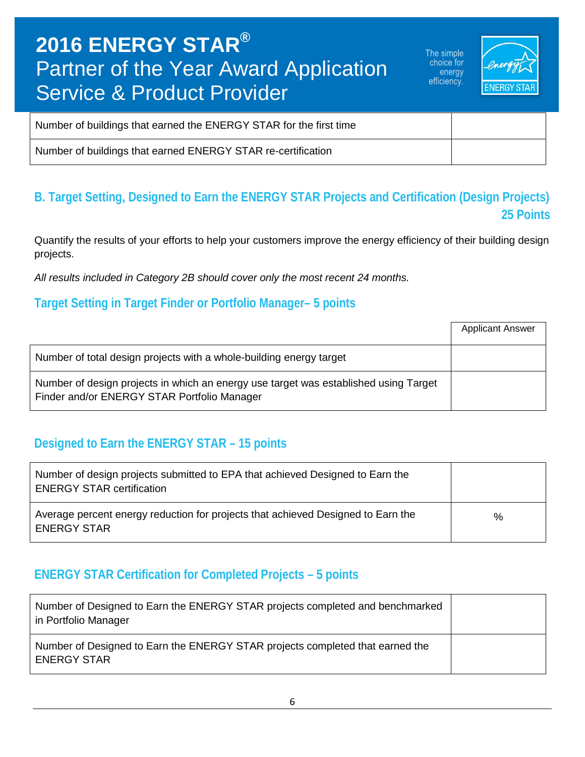| | |
|---|---|
| Number of buildings that earned the ENERGY STAR for the first time | |
| Number of buildings that earned ENERGY STAR re-certification | |

## B. Target Setting, Designed to Earn the ENERGY STAR Projects and Certification (Design Projects) 25 Points

Quantify the results of your efforts to help your customers improve the energy efficiency of their building design projects.

*All results included in Category 2B should cover only the most recent 24 months.*

### Target Setting in Target Finder or Portfolio Manager– 5 points

| | Applicant Answer |
|---|---|
| Number of total design projects with a whole-building energy target | |
| Number of design projects in which an energy use target was established using Target Finder and/or ENERGY STAR Portfolio Manager | |

### Designed to Earn the ENERGY STAR – 15 points

| | |
|---|---|
| Number of design projects submitted to EPA that achieved Designed to Earn the ENERGY STAR certification | |
| Average percent energy reduction for projects that achieved Designed to Earn the ENERGY STAR | % |

### ENERGY STAR Certification for Completed Projects – 5 points

| | |
|---|---|
| Number of Designed to Earn the ENERGY STAR projects completed and benchmarked in Portfolio Manager | |
| Number of Designed to Earn the ENERGY STAR projects completed that earned the ENERGY STAR | |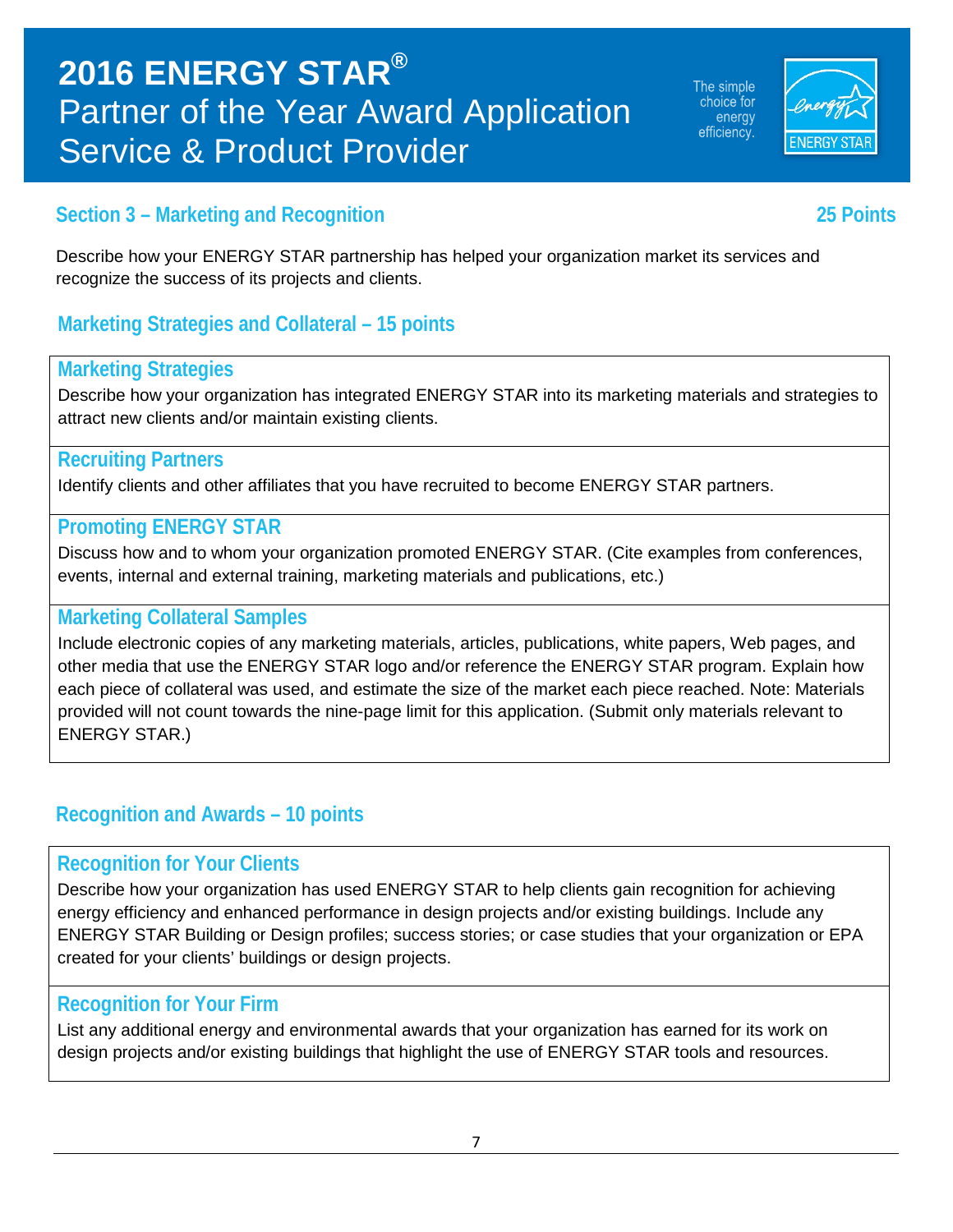# 2016 ENERGY STAR®
# Partner of the Year Award Application
# Service & Product Provider

The simple choice for energy efficiency.

ENERGY STAR

## Section 3 – Marketing and Recognition — 25 Points

Describe how your ENERGY STAR partnership has helped your organization market its services and recognize the success of its projects and clients.

### Marketing Strategies and Collateral – 15 points

#### Marketing Strategies

Describe how your organization has integrated ENERGY STAR into its marketing materials and strategies to attract new clients and/or maintain existing clients.

#### Recruiting Partners

Identify clients and other affiliates that you have recruited to become ENERGY STAR partners.

#### Promoting ENERGY STAR

Discuss how and to whom your organization promoted ENERGY STAR. (Cite examples from conferences, events, internal and external training, marketing materials and publications, etc.)

#### Marketing Collateral Samples

Include electronic copies of any marketing materials, articles, publications, white papers, Web pages, and other media that use the ENERGY STAR logo and/or reference the ENERGY STAR program. Explain how each piece of collateral was used, and estimate the size of the market each piece reached. Note: Materials provided will not count towards the nine-page limit for this application. (Submit only materials relevant to ENERGY STAR.)

### Recognition and Awards – 10 points

#### Recognition for Your Clients

Describe how your organization has used ENERGY STAR to help clients gain recognition for achieving energy efficiency and enhanced performance in design projects and/or existing buildings. Include any ENERGY STAR Building or Design profiles; success stories; or case studies that your organization or EPA created for your clients' buildings or design projects.

#### Recognition for Your Firm

List any additional energy and environmental awards that your organization has earned for its work on design projects and/or existing buildings that highlight the use of ENERGY STAR tools and resources.